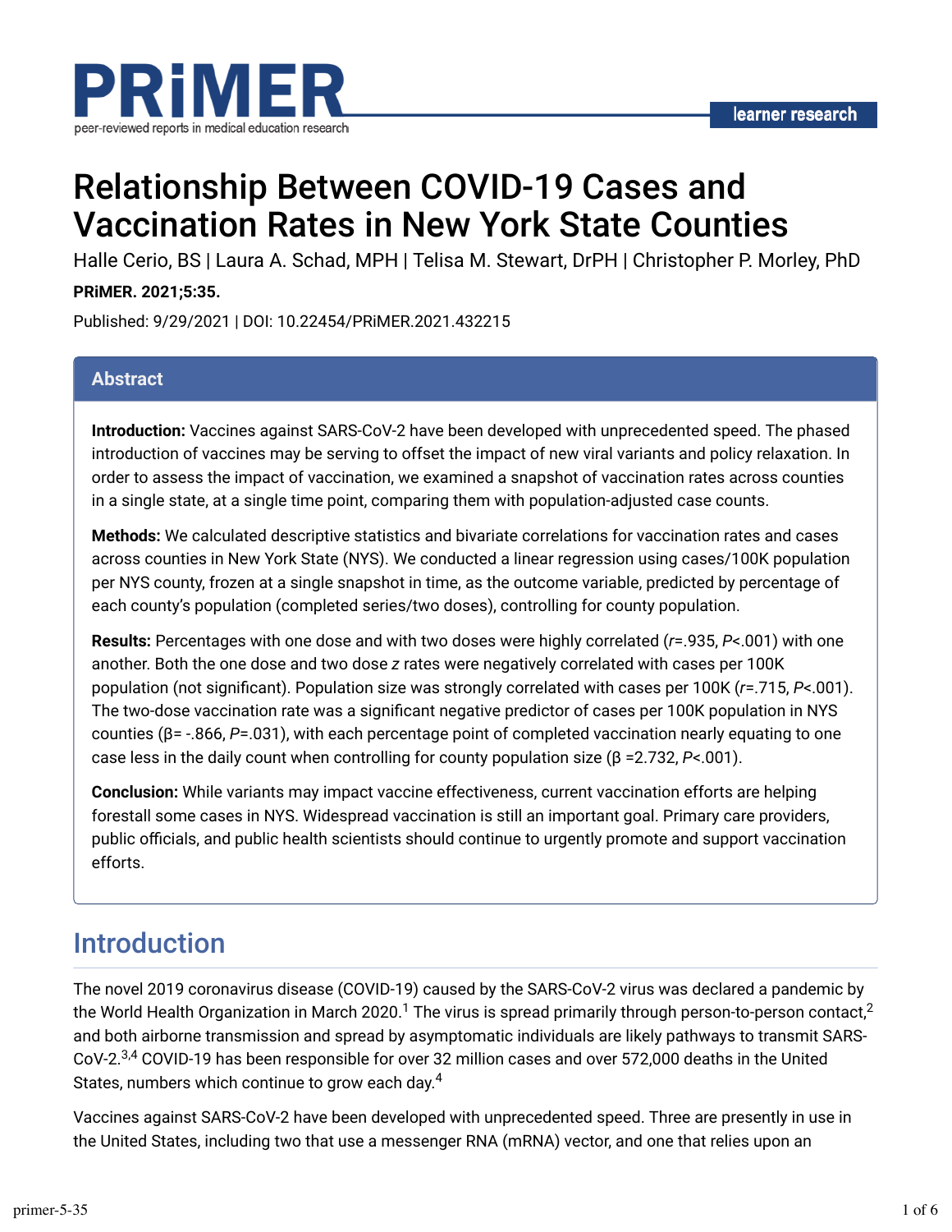# Relationship Between COVID-19 Cases and Vaccination Rates in New York State Counties

Halle Cerio, BS | Laura A. Schad, MPH | Telisa M. Stewart, DrPH | Christopher P. Morley, PhD

**PRiMER. 2021;5:35.**

Published: 9/29/2021 | DOI: 10.22454/PRiMER.2021.432215

## Abstract

**Introduction:** Vaccines against SARS-CoV-2 have been developed with unprecedented speed. The phased introduction of vaccines may be serving to offset the impact of new viral variants and policy relaxation. In order to assess the impact of vaccination, we examined a snapshot of vaccination rates across counties in a single state, at a single time point, comparing them with population-adjusted case counts.

**Methods:** We calculated descriptive statistics and bivariate correlations for vaccination rates and cases across counties in New York State (NYS). We conducted a linear regression using cases/100K population per NYS county, frozen at a single snapshot in time, as the outcome variable, predicted by percentage of each county's population (completed series/two doses), controlling for county population.

**Results:** Percentages with one dose and with two doses were highly correlated ($r$=.935, $P$<.001) with one another. Both the one dose and two dose $z$ rates were negatively correlated with cases per 100K population (not significant). Population size was strongly correlated with cases per 100K ($r$=.715, $P$<.001). The two-dose vaccination rate was a significant negative predictor of cases per 100K population in NYS counties (β= -.866, $P$=.031), with each percentage point of completed vaccination nearly equating to one case less in the daily count when controlling for county population size (β =2.732, $P$<.001).

**Conclusion:** While variants may impact vaccine effectiveness, current vaccination efforts are helping forestall some cases in NYS. Widespread vaccination is still an important goal. Primary care providers, public officials, and public health scientists should continue to urgently promote and support vaccination efforts.

## Introduction

The novel 2019 coronavirus disease (COVID-19) caused by the SARS-CoV-2 virus was declared a pandemic by the World Health Organization in March 2020.[1] The virus is spread primarily through person-to-person contact,[2] and both airborne transmission and spread by asymptomatic individuals are likely pathways to transmit SARS-CoV-2.[3,4] COVID-19 has been responsible for over 32 million cases and over 572,000 deaths in the United States, numbers which continue to grow each day.[4]

Vaccines against SARS-CoV-2 have been developed with unprecedented speed. Three are presently in use in the United States, including two that use a messenger RNA (mRNA) vector, and one that relies upon an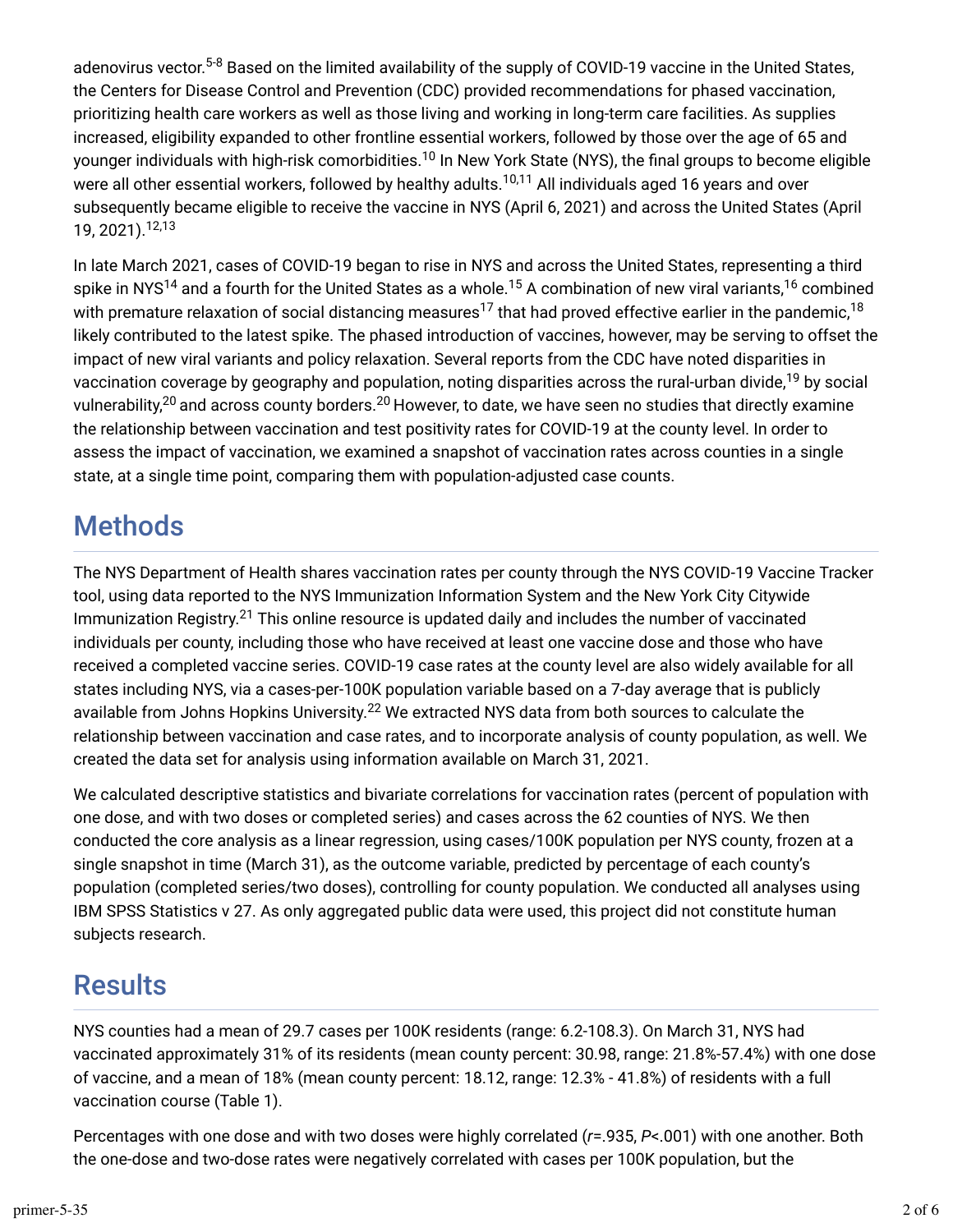adenovirus vector.[5-8] Based on the limited availability of the supply of COVID-19 vaccine in the United States, the Centers for Disease Control and Prevention (CDC) provided recommendations for phased vaccination, prioritizing health care workers as well as those living and working in long-term care facilities. As supplies increased, eligibility expanded to other frontline essential workers, followed by those over the age of 65 and younger individuals with high-risk comorbidities.[10] In New York State (NYS), the final groups to become eligible were all other essential workers, followed by healthy adults.[10,11] All individuals aged 16 years and over subsequently became eligible to receive the vaccine in NYS (April 6, 2021) and across the United States (April 19, 2021).[12,13]

In late March 2021, cases of COVID-19 began to rise in NYS and across the United States, representing a third spike in NYS[14] and a fourth for the United States as a whole.[15] A combination of new viral variants,[16] combined with premature relaxation of social distancing measures[17] that had proved effective earlier in the pandemic,[18] likely contributed to the latest spike. The phased introduction of vaccines, however, may be serving to offset the impact of new viral variants and policy relaxation. Several reports from the CDC have noted disparities in vaccination coverage by geography and population, noting disparities across the rural-urban divide,[19] by social vulnerability,[20] and across county borders.[20] However, to date, we have seen no studies that directly examine the relationship between vaccination and test positivity rates for COVID-19 at the county level. In order to assess the impact of vaccination, we examined a snapshot of vaccination rates across counties in a single state, at a single time point, comparing them with population-adjusted case counts.

## Methods

The NYS Department of Health shares vaccination rates per county through the NYS COVID-19 Vaccine Tracker tool, using data reported to the NYS Immunization Information System and the New York City Citywide Immunization Registry.[21] This online resource is updated daily and includes the number of vaccinated individuals per county, including those who have received at least one vaccine dose and those who have received a completed vaccine series. COVID-19 case rates at the county level are also widely available for all states including NYS, via a cases-per-100K population variable based on a 7-day average that is publicly available from Johns Hopkins University.[22] We extracted NYS data from both sources to calculate the relationship between vaccination and case rates, and to incorporate analysis of county population, as well. We created the data set for analysis using information available on March 31, 2021.

We calculated descriptive statistics and bivariate correlations for vaccination rates (percent of population with one dose, and with two doses or completed series) and cases across the 62 counties of NYS. We then conducted the core analysis as a linear regression, using cases/100K population per NYS county, frozen at a single snapshot in time (March 31), as the outcome variable, predicted by percentage of each county's population (completed series/two doses), controlling for county population. We conducted all analyses using IBM SPSS Statistics v 27. As only aggregated public data were used, this project did not constitute human subjects research.

## Results

NYS counties had a mean of 29.7 cases per 100K residents (range: 6.2-108.3). On March 31, NYS had vaccinated approximately 31% of its residents (mean county percent: 30.98, range: 21.8%-57.4%) with one dose of vaccine, and a mean of 18% (mean county percent: 18.12, range: 12.3% - 41.8%) of residents with a full vaccination course (Table 1).

Percentages with one dose and with two doses were highly correlated ($r$=.935, $P$<.001) with one another. Both the one-dose and two-dose rates were negatively correlated with cases per 100K population, but the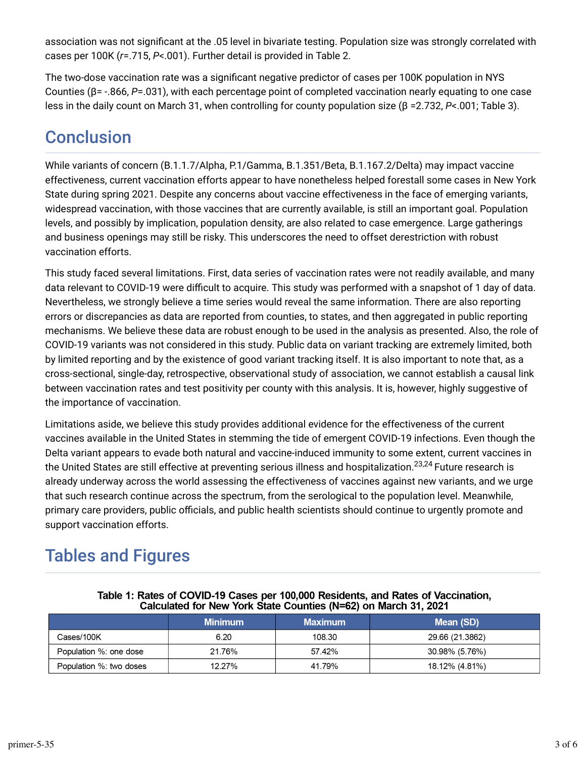association was not significant at the .05 level in bivariate testing. Population size was strongly correlated with cases per 100K ($r$=.715, $P$<.001). Further detail is provided in Table 2.

The two-dose vaccination rate was a significant negative predictor of cases per 100K population in NYS Counties (β= -.866, $P$=.031), with each percentage point of completed vaccination nearly equating to one case less in the daily count on March 31, when controlling for county population size (β =2.732, $P$<.001; Table 3).

## Conclusion

While variants of concern (B.1.1.7/Alpha, P.1/Gamma, B.1.351/Beta, B.1.167.2/Delta) may impact vaccine effectiveness, current vaccination efforts appear to have nonetheless helped forestall some cases in New York State during spring 2021. Despite any concerns about vaccine effectiveness in the face of emerging variants, widespread vaccination, with those vaccines that are currently available, is still an important goal. Population levels, and possibly by implication, population density, are also related to case emergence. Large gatherings and business openings may still be risky. This underscores the need to offset derestriction with robust vaccination efforts.

This study faced several limitations. First, data series of vaccination rates were not readily available, and many data relevant to COVID-19 were difficult to acquire. This study was performed with a snapshot of 1 day of data. Nevertheless, we strongly believe a time series would reveal the same information. There are also reporting errors or discrepancies as data are reported from counties, to states, and then aggregated in public reporting mechanisms. We believe these data are robust enough to be used in the analysis as presented. Also, the role of COVID-19 variants was not considered in this study. Public data on variant tracking are extremely limited, both by limited reporting and by the existence of good variant tracking itself. It is also important to note that, as a cross-sectional, single-day, retrospective, observational study of association, we cannot establish a causal link between vaccination rates and test positivity per county with this analysis. It is, however, highly suggestive of the importance of vaccination.

Limitations aside, we believe this study provides additional evidence for the effectiveness of the current vaccines available in the United States in stemming the tide of emergent COVID-19 infections. Even though the Delta variant appears to evade both natural and vaccine-induced immunity to some extent, current vaccines in the United States are still effective at preventing serious illness and hospitalization.[23,24] Future research is already underway across the world assessing the effectiveness of vaccines against new variants, and we urge that such research continue across the spectrum, from the serological to the population level. Meanwhile, primary care providers, public officials, and public health scientists should continue to urgently promote and support vaccination efforts.

## Tables and Figures

**Table 1: Rates of COVID-19 Cases per 100,000 Residents, and Rates of Vaccination, Calculated for New York State Counties (N=62) on March 31, 2021**

| | Minimum | Maximum | Mean (SD) |
|---|---|---|---|
| Cases/100K | 6.20 | 108.30 | 29.66 (21.3862) |
| Population %: one dose | 21.76% | 57.42% | 30.98% (5.76%) |
| Population %: two doses | 12.27% | 41.79% | 18.12% (4.81%) |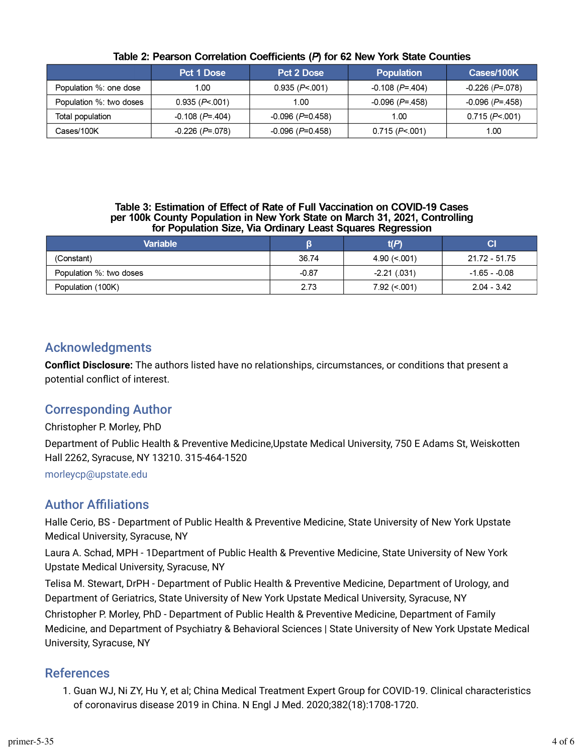**Table 2: Pearson Correlation Coefficients (*P*) for 62 New York State Counties**

| | Pct 1 Dose | Pct 2 Dose | Population | Cases/100K |
|---|---|---|---|---|
| Population %: one dose | 1.00 | 0.935 (*P*<.001) | -0.108 (*P*=.404) | -0.226 (*P*=.078) |
| Population %: two doses | 0.935 (*P*<.001) | 1.00 | -0.096 (*P*=.458) | -0.096 (*P*=.458) |
| Total population | -0.108 (*P*=.404) | -0.096 (*P*=0.458) | 1.00 | 0.715 (*P*<.001) |
| Cases/100K | -0.226 (*P*=.078) | -0.096 (*P*=0.458) | 0.715 (*P*<.001) | 1.00 |

**Table 3: Estimation of Effect of Rate of Full Vaccination on COVID-19 Cases per 100k County Population in New York State on March 31, 2021, Controlling for Population Size, Via Ordinary Least Squares Regression**

| Variable | β | t(*P*) | CI |
|---|---|---|---|
| (Constant) | 36.74 | 4.90 (<.001) | 21.72 - 51.75 |
| Population %: two doses | -0.87 | -2.21 (.031) | -1.65 - -0.08 |
| Population (100K) | 2.73 | 7.92 (<.001) | 2.04 - 3.42 |

## Acknowledgments

**Conflict Disclosure:** The authors listed have no relationships, circumstances, or conditions that present a potential conflict of interest.

## Corresponding Author

Christopher P. Morley, PhD

Department of Public Health & Preventive Medicine,Upstate Medical University, 750 E Adams St, Weiskotten Hall 2262, Syracuse, NY 13210. 315-464-1520

morleycp@upstate.edu

## Author Affiliations

Halle Cerio, BS - Department of Public Health & Preventive Medicine, State University of New York Upstate Medical University, Syracuse, NY

Laura A. Schad, MPH - 1Department of Public Health & Preventive Medicine, State University of New York Upstate Medical University, Syracuse, NY

Telisa M. Stewart, DrPH - Department of Public Health & Preventive Medicine, Department of Urology, and Department of Geriatrics, State University of New York Upstate Medical University, Syracuse, NY

Christopher P. Morley, PhD - Department of Public Health & Preventive Medicine, Department of Family Medicine, and Department of Psychiatry & Behavioral Sciences | State University of New York Upstate Medical University, Syracuse, NY

## References

1. Guan WJ, Ni ZY, Hu Y, et al; China Medical Treatment Expert Group for COVID-19. Clinical characteristics of coronavirus disease 2019 in China. N Engl J Med. 2020;382(18):1708-1720.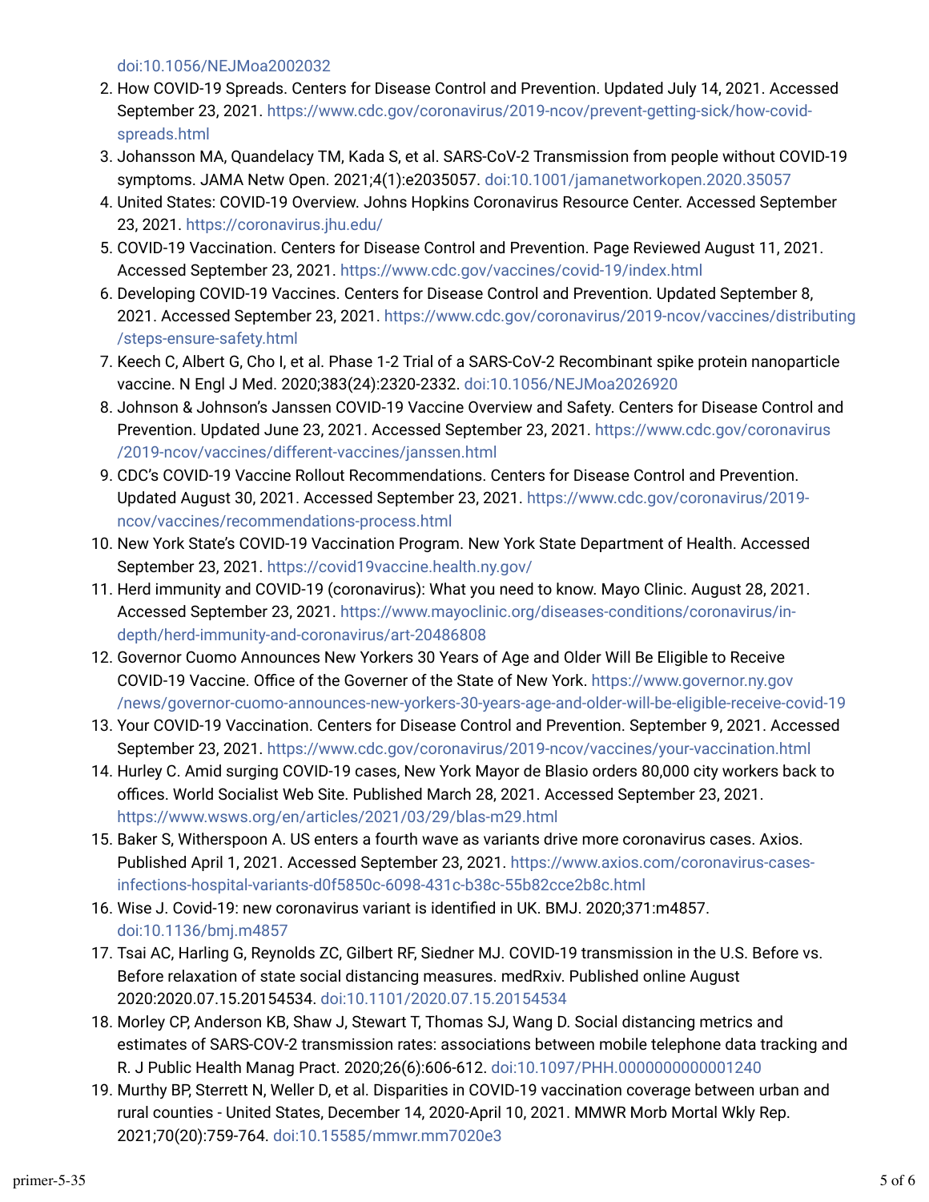doi:10.1056/NEJMoa2002032

2. How COVID-19 Spreads. Centers for Disease Control and Prevention. Updated July 14, 2021. Accessed September 23, 2021. https://www.cdc.gov/coronavirus/2019-ncov/prevent-getting-sick/how-covid-spreads.html
3. Johansson MA, Quandelacy TM, Kada S, et al. SARS-CoV-2 Transmission from people without COVID-19 symptoms. JAMA Netw Open. 2021;4(1):e2035057. doi:10.1001/jamanetworkopen.2020.35057
4. United States: COVID-19 Overview. Johns Hopkins Coronavirus Resource Center. Accessed September 23, 2021. https://coronavirus.jhu.edu/
5. COVID-19 Vaccination. Centers for Disease Control and Prevention. Page Reviewed August 11, 2021. Accessed September 23, 2021. https://www.cdc.gov/vaccines/covid-19/index.html
6. Developing COVID-19 Vaccines. Centers for Disease Control and Prevention. Updated September 8, 2021. Accessed September 23, 2021. https://www.cdc.gov/coronavirus/2019-ncov/vaccines/distributing/steps-ensure-safety.html
7. Keech C, Albert G, Cho I, et al. Phase 1-2 Trial of a SARS-CoV-2 Recombinant spike protein nanoparticle vaccine. N Engl J Med. 2020;383(24):2320-2332. doi:10.1056/NEJMoa2026920
8. Johnson & Johnson's Janssen COVID-19 Vaccine Overview and Safety. Centers for Disease Control and Prevention. Updated June 23, 2021. Accessed September 23, 2021. https://www.cdc.gov/coronavirus/2019-ncov/vaccines/different-vaccines/janssen.html
9. CDC's COVID-19 Vaccine Rollout Recommendations. Centers for Disease Control and Prevention. Updated August 30, 2021. Accessed September 23, 2021. https://www.cdc.gov/coronavirus/2019-ncov/vaccines/recommendations-process.html
10. New York State's COVID-19 Vaccination Program. New York State Department of Health. Accessed September 23, 2021. https://covid19vaccine.health.ny.gov/
11. Herd immunity and COVID-19 (coronavirus): What you need to know. Mayo Clinic. August 28, 2021. Accessed September 23, 2021. https://www.mayoclinic.org/diseases-conditions/coronavirus/in-depth/herd-immunity-and-coronavirus/art-20486808
12. Governor Cuomo Announces New Yorkers 30 Years of Age and Older Will Be Eligible to Receive COVID-19 Vaccine. Office of the Governer of the State of New York. https://www.governor.ny.gov/news/governor-cuomo-announces-new-yorkers-30-years-age-and-older-will-be-eligible-receive-covid-19
13. Your COVID-19 Vaccination. Centers for Disease Control and Prevention. September 9, 2021. Accessed September 23, 2021. https://www.cdc.gov/coronavirus/2019-ncov/vaccines/your-vaccination.html
14. Hurley C. Amid surging COVID-19 cases, New York Mayor de Blasio orders 80,000 city workers back to offices. World Socialist Web Site. Published March 28, 2021. Accessed September 23, 2021. https://www.wsws.org/en/articles/2021/03/29/blas-m29.html
15. Baker S, Witherspoon A. US enters a fourth wave as variants drive more coronavirus cases. Axios. Published April 1, 2021. Accessed September 23, 2021. https://www.axios.com/coronavirus-cases-infections-hospital-variants-d0f5850c-6098-431c-b38c-55b82cce2b8c.html
16. Wise J. Covid-19: new coronavirus variant is identified in UK. BMJ. 2020;371:m4857. doi:10.1136/bmj.m4857
17. Tsai AC, Harling G, Reynolds ZC, Gilbert RF, Siedner MJ. COVID-19 transmission in the U.S. Before vs. Before relaxation of state social distancing measures. medRxiv. Published online August 2020:2020.07.15.20154534. doi:10.1101/2020.07.15.20154534
18. Morley CP, Anderson KB, Shaw J, Stewart T, Thomas SJ, Wang D. Social distancing metrics and estimates of SARS-COV-2 transmission rates: associations between mobile telephone data tracking and R. J Public Health Manag Pract. 2020;26(6):606-612. doi:10.1097/PHH.0000000000001240
19. Murthy BP, Sterrett N, Weller D, et al. Disparities in COVID-19 vaccination coverage between urban and rural counties - United States, December 14, 2020-April 10, 2021. MMWR Morb Mortal Wkly Rep. 2021;70(20):759-764. doi:10.15585/mmwr.mm7020e3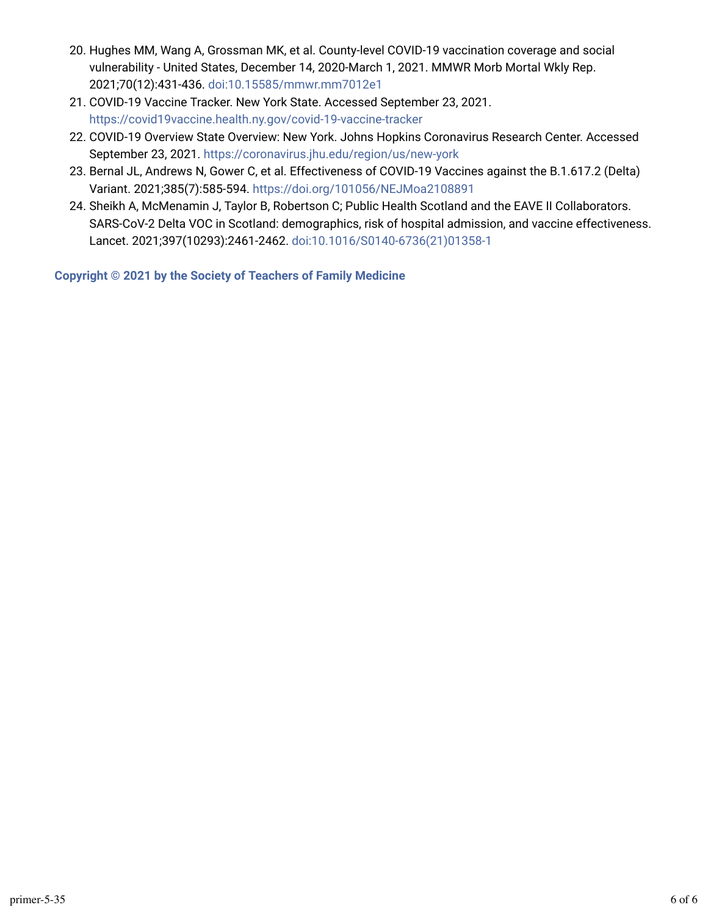20. Hughes MM, Wang A, Grossman MK, et al. County-level COVID-19 vaccination coverage and social vulnerability - United States, December 14, 2020-March 1, 2021. MMWR Morb Mortal Wkly Rep. 2021;70(12):431-436. doi:10.15585/mmwr.mm7012e1
21. COVID-19 Vaccine Tracker. New York State. Accessed September 23, 2021. https://covid19vaccine.health.ny.gov/covid-19-vaccine-tracker
22. COVID-19 Overview State Overview: New York. Johns Hopkins Coronavirus Research Center. Accessed September 23, 2021. https://coronavirus.jhu.edu/region/us/new-york
23. Bernal JL, Andrews N, Gower C, et al. Effectiveness of COVID-19 Vaccines against the B.1.617.2 (Delta) Variant. 2021;385(7):585-594. https://doi.org/101056/NEJMoa2108891
24. Sheikh A, McMenamin J, Taylor B, Robertson C; Public Health Scotland and the EAVE II Collaborators. SARS-CoV-2 Delta VOC in Scotland: demographics, risk of hospital admission, and vaccine effectiveness. Lancet. 2021;397(10293):2461-2462. doi:10.1016/S0140-6736(21)01358-1

**Copyright © 2021 by the Society of Teachers of Family Medicine**